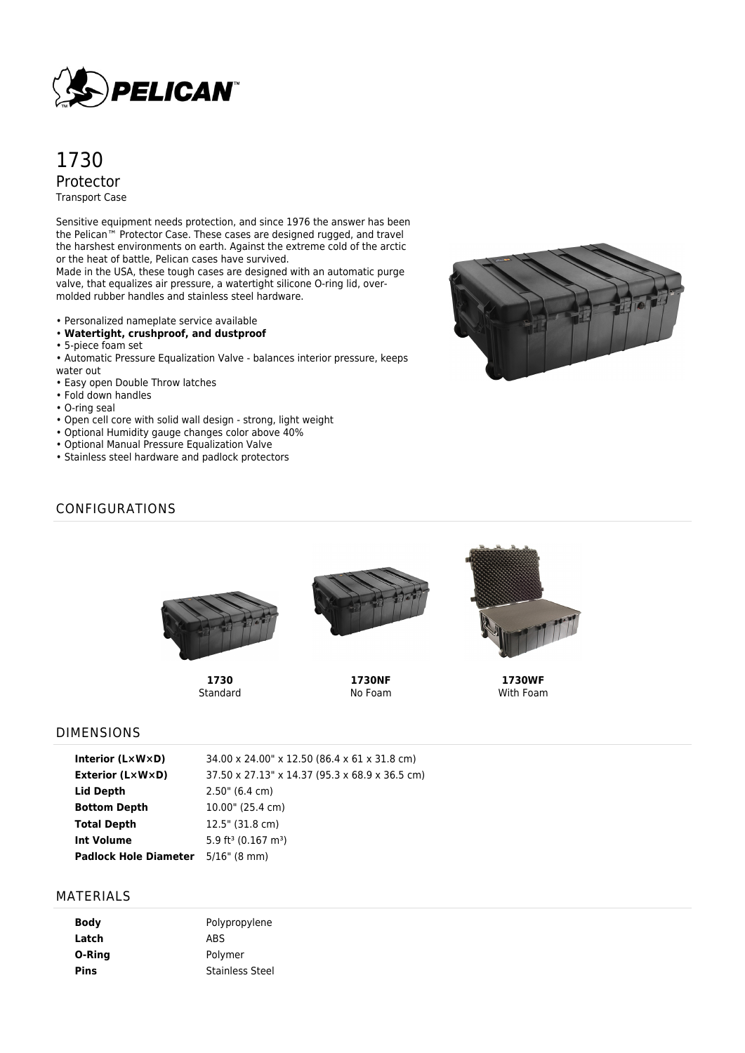# 1730

## Protector

Transport Case

Sensitive equipment needs protection, and since 1976 the answer has been the Pelican™ Protector Case. These cases are designed rugged, and travel the harshest environments on earth. Against the extreme cold of the arctic or the heat of battle, Pelican cases have survived.
Made in the USA, these tough cases are designed with an automatic purge valve, that equalizes air pressure, a watertight silicone O-ring lid, over-molded rubber handles and stainless steel hardware.

- Personalized nameplate service available
- **Watertight, crushproof, and dustproof**
- 5-piece foam set
- Automatic Pressure Equalization Valve - balances interior pressure, keeps water out
- Easy open Double Throw latches
- Fold down handles
- O-ring seal
- Open cell core with solid wall design - strong, light weight
- Optional Humidity gauge changes color above 40%
- Optional Manual Pressure Equalization Valve
- Stainless steel hardware and padlock protectors

## CONFIGURATIONS

**1730**
Standard

**1730NF**
No Foam

**1730WF**
With Foam

## DIMENSIONS

| | |
|---|---|
| **Interior (L×W×D)** | 34.00 x 24.00" x 12.50 (86.4 x 61 x 31.8 cm) |
| **Exterior (L×W×D)** | 37.50 x 27.13" x 14.37 (95.3 x 68.9 x 36.5 cm) |
| **Lid Depth** | 2.50" (6.4 cm) |
| **Bottom Depth** | 10.00" (25.4 cm) |
| **Total Depth** | 12.5" (31.8 cm) |
| **Int Volume** | 5.9 $ft^3$ (0.167 $m^3$) |
| **Padlock Hole Diameter** | 5/16" (8 mm) |

## MATERIALS

| | |
|---|---|
| **Body** | Polypropylene |
| **Latch** | ABS |
| **O-Ring** | Polymer |
| **Pins** | Stainless Steel |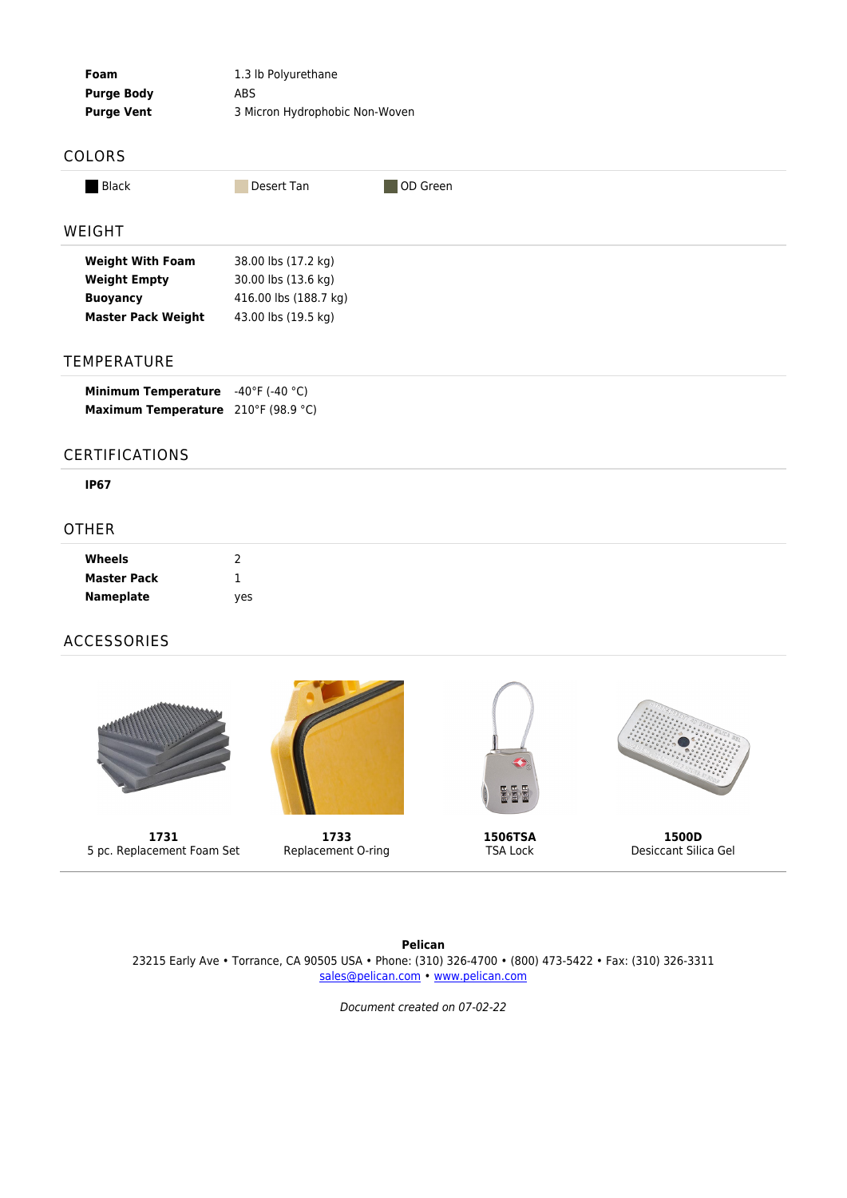| | |
|---|---|
| **Foam** | 1.3 lb Polyurethane |
| **Purge Body** | ABS |
| **Purge Vent** | 3 Micron Hydrophobic Non-Woven |

## COLORS

Black | Desert Tan | OD Green

## WEIGHT

| | |
|---|---|
| **Weight With Foam** | 38.00 lbs (17.2 kg) |
| **Weight Empty** | 30.00 lbs (13.6 kg) |
| **Buoyancy** | 416.00 lbs (188.7 kg) |
| **Master Pack Weight** | 43.00 lbs (19.5 kg) |

## TEMPERATURE

| | |
|---|---|
| **Minimum Temperature** | -40°F (-40 °C) |
| **Maximum Temperature** | 210°F (98.9 °C) |

## CERTIFICATIONS

**IP67**

## OTHER

| | |
|---|---|
| **Wheels** | 2 |
| **Master Pack** | 1 |
| **Nameplate** | yes |

## ACCESSORIES

**1731**
5 pc. Replacement Foam Set

**1733**
Replacement O-ring

**1506TSA**
TSA Lock

**1500D**
Desiccant Silica Gel

**Pelican**
23215 Early Ave • Torrance, CA 90505 USA • Phone: (310) 326-4700 • (800) 473-5422 • Fax: (310) 326-3311
sales@pelican.com • www.pelican.com

*Document created on 07-02-22*